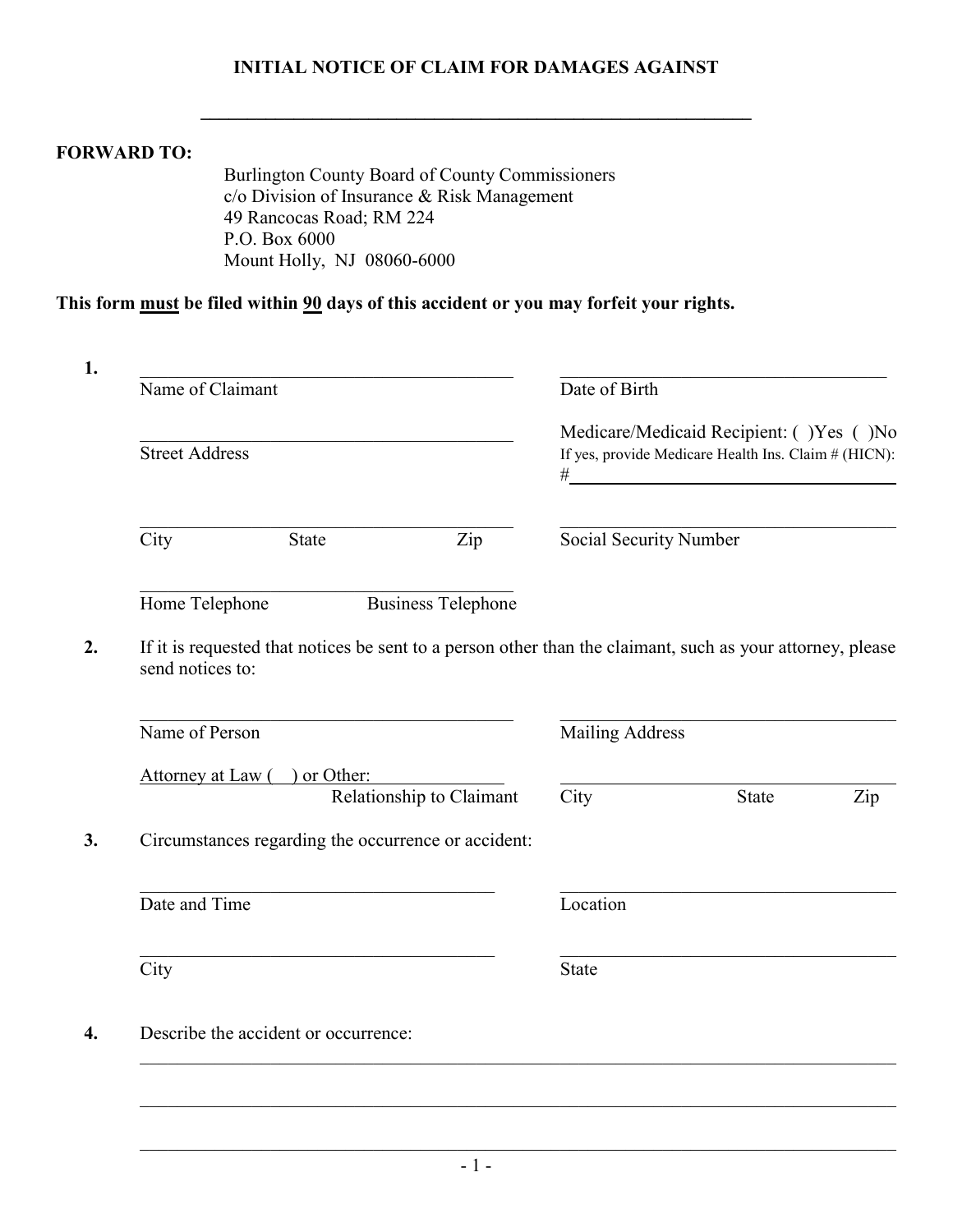# INITIAL NOTICE OF CLAIM FOR DAMAGES AGAINST

\_\_\_\_\_\_\_\_\_\_\_\_\_\_\_\_\_\_\_\_\_\_\_\_\_\_\_\_\_\_\_\_\_\_\_\_\_\_\_\_\_\_\_\_\_\_\_\_\_\_\_\_\_\_\_\_\_\_\_\_

**FORWARD TO:**

Burlington County Board of County Commissioners
c/o Division of Insurance & Risk Management
49 Rancocas Road; RM 224
P.O. Box 6000
Mount Holly, NJ 08060-6000

**This form must be filed within 90 days of this accident or you may forfeit your rights.**

**1.**

Name of Claimant: \_\_\_\_\_\_\_\_\_\_\_\_\_\_\_\_\_\_\_\_\_\_\_\_\_\_\_\_\_\_

Date of Birth: \_\_\_\_\_\_\_\_\_\_\_\_\_\_\_\_\_\_\_\_\_\_\_\_\_\_\_\_\_\_

Street Address: \_\_\_\_\_\_\_\_\_\_\_\_\_\_\_\_\_\_\_\_\_\_\_\_\_\_\_\_\_\_

Medicare/Medicaid Recipient: ( )Yes ( )No
If yes, provide Medicare Health Ins. Claim # (HICN): #\_\_\_\_\_\_\_\_\_\_\_\_\_\_\_\_\_\_\_\_\_\_\_\_\_\_\_\_\_\_

City \_\_\_\_\_\_\_\_\_\_ State \_\_\_\_\_\_\_\_\_\_ Zip \_\_\_\_\_\_\_\_\_\_

Social Security Number: \_\_\_\_\_\_\_\_\_\_\_\_\_\_\_\_\_\_\_\_\_\_\_\_\_\_\_\_\_\_

Home Telephone \_\_\_\_\_\_\_\_\_\_\_\_\_\_\_ Business Telephone \_\_\_\_\_\_\_\_\_\_\_\_\_\_\_

**2.** If it is requested that notices be sent to a person other than the claimant, such as your attorney, please send notices to:

Name of Person: \_\_\_\_\_\_\_\_\_\_\_\_\_\_\_\_\_\_\_\_\_\_\_\_\_\_\_\_\_\_

Mailing Address: \_\_\_\_\_\_\_\_\_\_\_\_\_\_\_\_\_\_\_\_\_\_\_\_\_\_\_\_\_\_

Attorney at Law (  ) or Other: \_\_\_\_\_\_\_\_\_\_\_\_\_\_\_
Relationship to Claimant

City \_\_\_\_\_\_\_\_\_\_ State \_\_\_\_\_\_\_\_\_\_ Zip \_\_\_\_\_\_\_\_\_\_

**3.** Circumstances regarding the occurrence or accident:

Date and Time: \_\_\_\_\_\_\_\_\_\_\_\_\_\_\_\_\_\_\_\_\_\_\_\_\_\_\_\_\_\_

Location: \_\_\_\_\_\_\_\_\_\_\_\_\_\_\_\_\_\_\_\_\_\_\_\_\_\_\_\_\_\_

City: \_\_\_\_\_\_\_\_\_\_\_\_\_\_\_\_\_\_\_\_\_\_\_\_\_\_\_\_\_\_

State: \_\_\_\_\_\_\_\_\_\_\_\_\_\_\_\_\_\_\_\_\_\_\_\_\_\_\_\_\_\_

**4.** Describe the accident or occurrence:

\_\_\_\_\_\_\_\_\_\_\_\_\_\_\_\_\_\_\_\_\_\_\_\_\_\_\_\_\_\_\_\_\_\_\_\_\_\_\_\_\_\_\_\_\_\_\_\_\_\_\_\_\_\_\_\_\_\_\_\_

\_\_\_\_\_\_\_\_\_\_\_\_\_\_\_\_\_\_\_\_\_\_\_\_\_\_\_\_\_\_\_\_\_\_\_\_\_\_\_\_\_\_\_\_\_\_\_\_\_\_\_\_\_\_\_\_\_\_\_\_

\_\_\_\_\_\_\_\_\_\_\_\_\_\_\_\_\_\_\_\_\_\_\_\_\_\_\_\_\_\_\_\_\_\_\_\_\_\_\_\_\_\_\_\_\_\_\_\_\_\_\_\_\_\_\_\_\_\_\_\_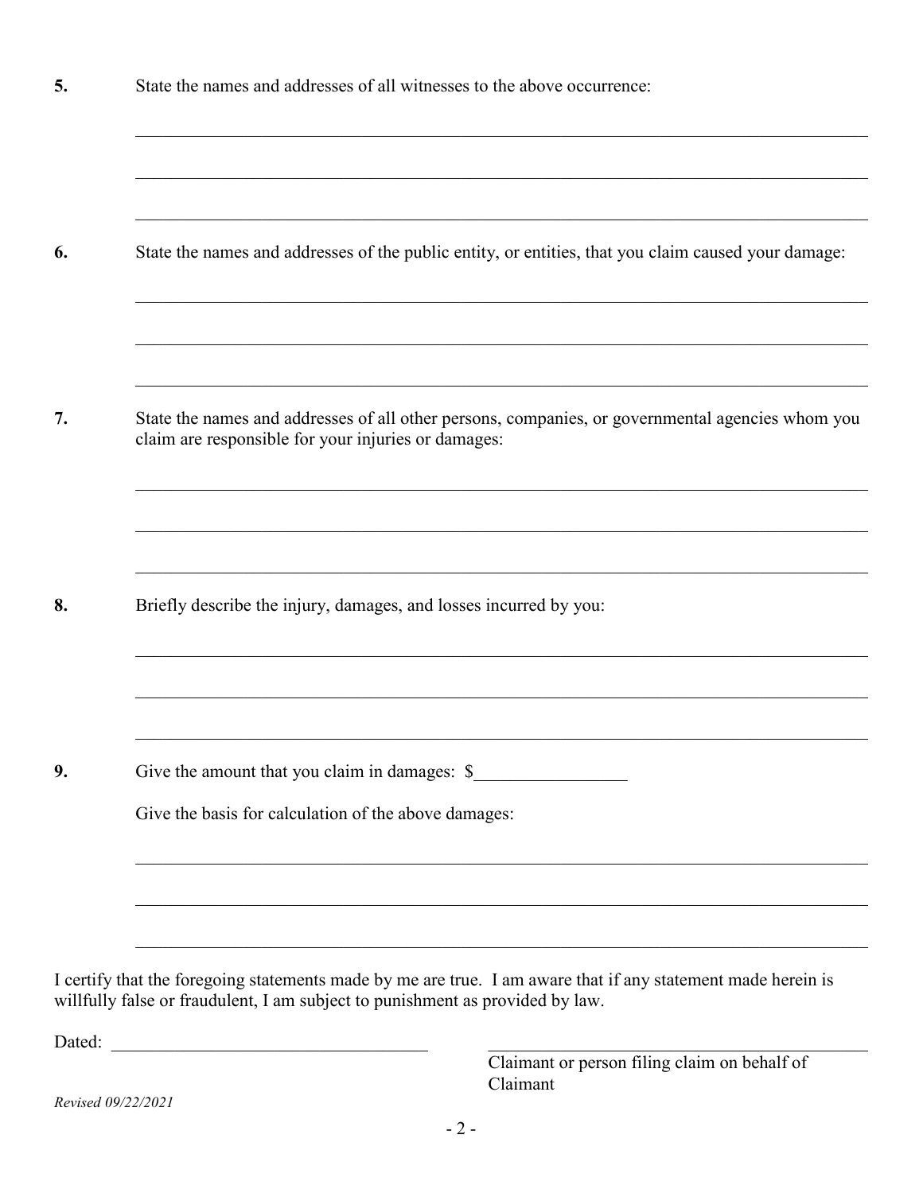5. State the names and addresses of all witnesses to the above occurrence:

\_\_\_\_\_\_\_\_\_\_\_\_\_\_\_\_\_\_\_\_\_\_\_\_\_\_\_\_\_\_\_\_\_\_\_\_\_\_\_\_\_\_\_\_\_\_\_\_\_\_\_\_\_\_\_\_\_\_\_\_\_\_\_\_\_\_\_\_\_\_\_\_\_\_\_\_\_\_

\_\_\_\_\_\_\_\_\_\_\_\_\_\_\_\_\_\_\_\_\_\_\_\_\_\_\_\_\_\_\_\_\_\_\_\_\_\_\_\_\_\_\_\_\_\_\_\_\_\_\_\_\_\_\_\_\_\_\_\_\_\_\_\_\_\_\_\_\_\_\_\_\_\_\_\_\_\_

\_\_\_\_\_\_\_\_\_\_\_\_\_\_\_\_\_\_\_\_\_\_\_\_\_\_\_\_\_\_\_\_\_\_\_\_\_\_\_\_\_\_\_\_\_\_\_\_\_\_\_\_\_\_\_\_\_\_\_\_\_\_\_\_\_\_\_\_\_\_\_\_\_\_\_\_\_\_

6. State the names and addresses of the public entity, or entities, that you claim caused your damage:

\_\_\_\_\_\_\_\_\_\_\_\_\_\_\_\_\_\_\_\_\_\_\_\_\_\_\_\_\_\_\_\_\_\_\_\_\_\_\_\_\_\_\_\_\_\_\_\_\_\_\_\_\_\_\_\_\_\_\_\_\_\_\_\_\_\_\_\_\_\_\_\_\_\_\_\_\_\_

\_\_\_\_\_\_\_\_\_\_\_\_\_\_\_\_\_\_\_\_\_\_\_\_\_\_\_\_\_\_\_\_\_\_\_\_\_\_\_\_\_\_\_\_\_\_\_\_\_\_\_\_\_\_\_\_\_\_\_\_\_\_\_\_\_\_\_\_\_\_\_\_\_\_\_\_\_\_

\_\_\_\_\_\_\_\_\_\_\_\_\_\_\_\_\_\_\_\_\_\_\_\_\_\_\_\_\_\_\_\_\_\_\_\_\_\_\_\_\_\_\_\_\_\_\_\_\_\_\_\_\_\_\_\_\_\_\_\_\_\_\_\_\_\_\_\_\_\_\_\_\_\_\_\_\_\_

7. State the names and addresses of all other persons, companies, or governmental agencies whom you claim are responsible for your injuries or damages:

\_\_\_\_\_\_\_\_\_\_\_\_\_\_\_\_\_\_\_\_\_\_\_\_\_\_\_\_\_\_\_\_\_\_\_\_\_\_\_\_\_\_\_\_\_\_\_\_\_\_\_\_\_\_\_\_\_\_\_\_\_\_\_\_\_\_\_\_\_\_\_\_\_\_\_\_\_\_

\_\_\_\_\_\_\_\_\_\_\_\_\_\_\_\_\_\_\_\_\_\_\_\_\_\_\_\_\_\_\_\_\_\_\_\_\_\_\_\_\_\_\_\_\_\_\_\_\_\_\_\_\_\_\_\_\_\_\_\_\_\_\_\_\_\_\_\_\_\_\_\_\_\_\_\_\_\_

\_\_\_\_\_\_\_\_\_\_\_\_\_\_\_\_\_\_\_\_\_\_\_\_\_\_\_\_\_\_\_\_\_\_\_\_\_\_\_\_\_\_\_\_\_\_\_\_\_\_\_\_\_\_\_\_\_\_\_\_\_\_\_\_\_\_\_\_\_\_\_\_\_\_\_\_\_\_

8. Briefly describe the injury, damages, and losses incurred by you:

\_\_\_\_\_\_\_\_\_\_\_\_\_\_\_\_\_\_\_\_\_\_\_\_\_\_\_\_\_\_\_\_\_\_\_\_\_\_\_\_\_\_\_\_\_\_\_\_\_\_\_\_\_\_\_\_\_\_\_\_\_\_\_\_\_\_\_\_\_\_\_\_\_\_\_\_\_\_

\_\_\_\_\_\_\_\_\_\_\_\_\_\_\_\_\_\_\_\_\_\_\_\_\_\_\_\_\_\_\_\_\_\_\_\_\_\_\_\_\_\_\_\_\_\_\_\_\_\_\_\_\_\_\_\_\_\_\_\_\_\_\_\_\_\_\_\_\_\_\_\_\_\_\_\_\_\_

\_\_\_\_\_\_\_\_\_\_\_\_\_\_\_\_\_\_\_\_\_\_\_\_\_\_\_\_\_\_\_\_\_\_\_\_\_\_\_\_\_\_\_\_\_\_\_\_\_\_\_\_\_\_\_\_\_\_\_\_\_\_\_\_\_\_\_\_\_\_\_\_\_\_\_\_\_\_

9. Give the amount that you claim in damages: $\_\_\_\_\_\_\_\_\_\_\_\_\_\_\_\_\_

Give the basis for calculation of the above damages:

\_\_\_\_\_\_\_\_\_\_\_\_\_\_\_\_\_\_\_\_\_\_\_\_\_\_\_\_\_\_\_\_\_\_\_\_\_\_\_\_\_\_\_\_\_\_\_\_\_\_\_\_\_\_\_\_\_\_\_\_\_\_\_\_\_\_\_\_\_\_\_\_\_\_\_\_\_\_

\_\_\_\_\_\_\_\_\_\_\_\_\_\_\_\_\_\_\_\_\_\_\_\_\_\_\_\_\_\_\_\_\_\_\_\_\_\_\_\_\_\_\_\_\_\_\_\_\_\_\_\_\_\_\_\_\_\_\_\_\_\_\_\_\_\_\_\_\_\_\_\_\_\_\_\_\_\_

\_\_\_\_\_\_\_\_\_\_\_\_\_\_\_\_\_\_\_\_\_\_\_\_\_\_\_\_\_\_\_\_\_\_\_\_\_\_\_\_\_\_\_\_\_\_\_\_\_\_\_\_\_\_\_\_\_\_\_\_\_\_\_\_\_\_\_\_\_\_\_\_\_\_\_\_\_\_

I certify that the foregoing statements made by me are true. I am aware that if any statement made herein is willfully false or fraudulent, I am subject to punishment as provided by law.

Dated: \_\_\_\_\_\_\_\_\_\_\_\_\_\_\_\_\_\_\_\_\_\_\_\_\_\_\_\_\_\_\_\_\_\_\_

\_\_\_\_\_\_\_\_\_\_\_\_\_\_\_\_\_\_\_\_\_\_\_\_\_\_\_\_\_\_\_\_\_\_\_\_\_\_\_\_\_\_
Claimant or person filing claim on behalf of Claimant

*Revised 09/22/2021*